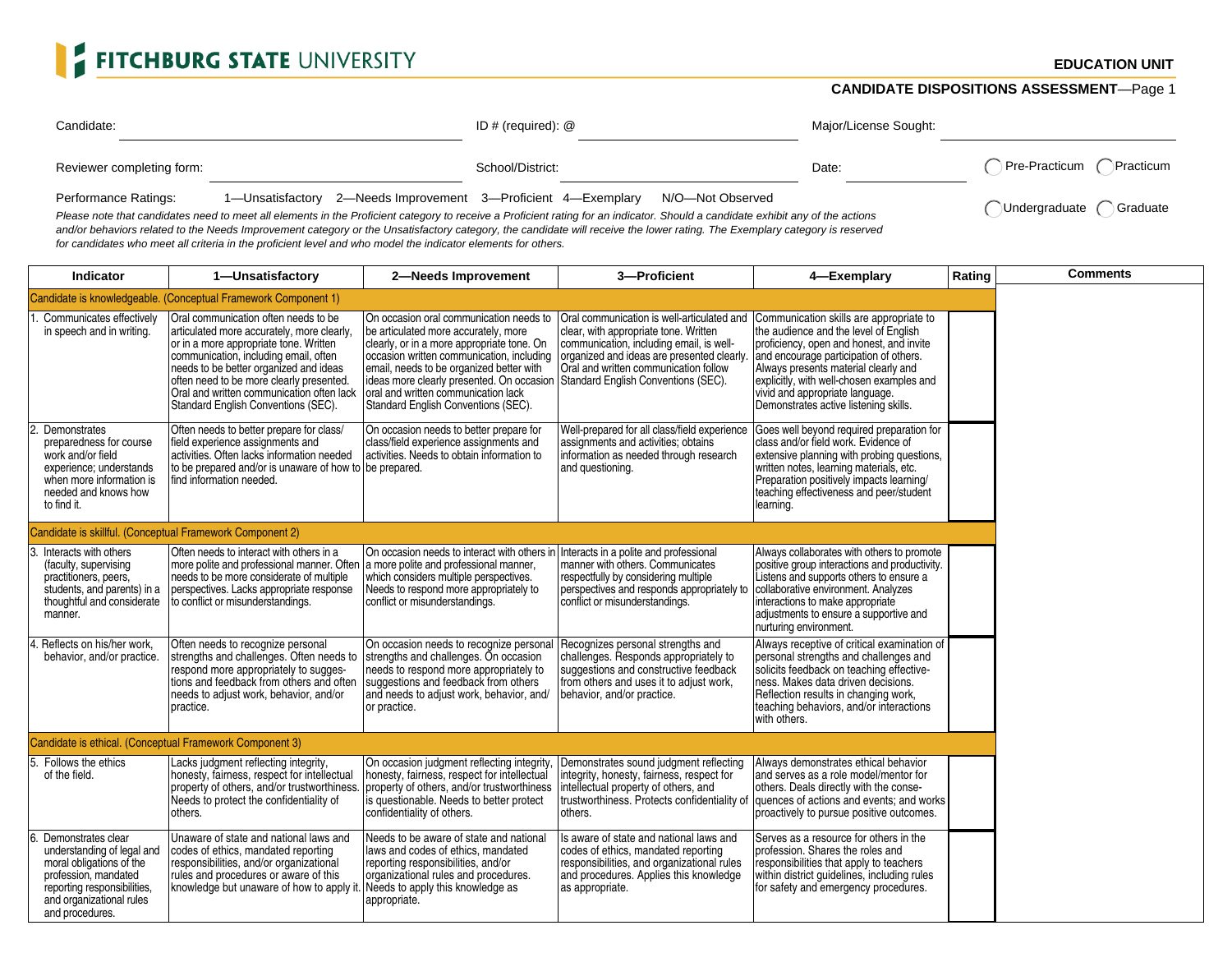# FITCHBURG STATE UNIVERSITY

**EDUCATION UNIT**

**CANDIDATE DISPOSITIONS ASSESSMENT**—Page 1

Candidate: ____________________ ID # (required): @ ____________________ Major/License Sought: ____________________

Reviewer completing form: ____________________ School/District: ____________________ Date: __________ ◯ Pre-Practicum ◯ Practicum

Performance Ratings: 1—Unsatisfactory 2—Needs Improvement 3—Proficient 4—Exemplary N/O—Not Observed

◯ Undergraduate ◯ Graduate

*Please note that candidates need to meet all elements in the Proficient category to receive a Proficient rating for an indicator. Should a candidate exhibit any of the actions and/or behaviors related to the Needs Improvement category or the Unsatisfactory category, the candidate will receive the lower rating. The Exemplary category is reserved for candidates who meet all criteria in the proficient level and who model the indicator elements for others.*

| Indicator | 1—Unsatisfactory | 2—Needs Improvement | 3—Proficient | 4—Exemplary | Rating | Comments |
|---|---|---|---|---|---|---|
| Candidate is knowledgeable. (Conceptual Framework Component 1) | | | | | | |
| 1. Communicates effectively in speech and in writing. | Oral communication often needs to be articulated more accurately, more clearly, or in a more appropriate tone. Written communication, including email, often needs to be better organized and ideas often need to be more clearly presented. Oral and written communication often lack Standard English Conventions (SEC). | On occasion oral communication needs to be articulated more accurately, more clearly, or in a more appropriate tone. On occasion written communication, including email, needs to be organized better with ideas more clearly presented. On occasion oral and written communication lack Standard English Conventions (SEC). | Oral communication is well-articulated and clear, with appropriate tone. Written communication, including email, is well-organized and ideas are presented clearly. Oral and written communication follow Standard English Conventions (SEC). | Communication skills are appropriate to the audience and the level of English proficiency, open and honest, and invite and encourage participation of others. Always presents material clearly and explicitly, with well-chosen examples and vivid and appropriate language. Demonstrates active listening skills. | | |
| 2. Demonstrates preparedness for course work and/or field experience; understands when more information is needed and knows how to find it. | Often needs to better prepare for class/field experience assignments and activities. Often lacks information needed to be prepared and/or is unaware of how to find information needed. | On occasion needs to better prepare for class/field experience assignments and activities. Needs to obtain information to be prepared. | Well-prepared for all class/field experience assignments and activities; obtains information as needed through research and questioning. | Goes well beyond required preparation for class and/or field work. Evidence of extensive planning with probing questions, written notes, learning materials, etc. Preparation positively impacts learning/teaching effectiveness and peer/student learning. | | |
| Candidate is skillful. (Conceptual Framework Component 2) | | | | | | |
| 3. Interacts with others (faculty, supervising practitioners, peers, students, and parents) in a thoughtful and considerate manner. | Often needs to interact with others in a more polite and professional manner. Often needs to be more considerate of multiple perspectives. Lacks appropriate response to conflict or misunderstandings. | On occasion needs to interact with others in a more polite and professional manner, which considers multiple perspectives. Needs to respond more appropriately to conflict or misunderstandings. | Interacts in a polite and professional manner with others. Communicates respectfully by considering multiple perspectives and responds appropriately to conflict or misunderstandings. | Always collaborates with others to promote positive group interactions and productivity. Listens and supports others to ensure a collaborative environment. Analyzes interactions to make appropriate adjustments to ensure a supportive and nurturing environment. | | |
| 4. Reflects on his/her work, behavior, and/or practice. | Often needs to recognize personal strengths and challenges. Often needs to respond more appropriately to suggestions and feedback from others and often needs to adjust work, behavior, and/or practice. | On occasion needs to recognize personal strengths and challenges. On occasion needs to respond more appropriately to suggestions and feedback from others and needs to adjust work, behavior, and/or practice. | Recognizes personal strengths and challenges. Responds appropriately to suggestions and constructive feedback from others and uses it to adjust work, behavior, and/or practice. | Always receptive of critical examination of personal strengths and challenges and solicits feedback on teaching effectiveness. Makes data driven decisions. Reflection results in changing work, teaching behaviors, and/or interactions with others. | | |
| Candidate is ethical. (Conceptual Framework Component 3) | | | | | | |
| 5. Follows the ethics of the field. | Lacks judgment reflecting integrity, honesty, fairness, respect for intellectual property of others, and/or trustworthiness. Needs to protect the confidentiality of others. | On occasion judgment reflecting integrity, honesty, fairness, respect for intellectual property of others, and/or trustworthiness is questionable. Needs to better protect confidentiality of others. | Demonstrates sound judgment reflecting integrity, honesty, fairness, respect for intellectual property of others, and trustworthiness. Protects confidentiality of others. | Always demonstrates ethical behavior and serves as a role model/mentor for others. Deals directly with the consequences of actions and events; and works proactively to pursue positive outcomes. | | |
| 6. Demonstrates clear understanding of legal and moral obligations of the profession, mandated reporting responsibilities, and organizational rules and procedures. | Unaware of state and national laws and codes of ethics, mandated reporting responsibilities, and/or organizational rules and procedures or aware of this knowledge but unaware of how to apply it. | Needs to be aware of state and national laws and codes of ethics, mandated reporting responsibilities, and/or organizational rules and procedures. Needs to apply this knowledge as appropriate. | Is aware of state and national laws and codes of ethics, mandated reporting responsibilities, and organizational rules and procedures. Applies this knowledge as appropriate. | Serves as a resource for others in the profession. Shares the roles and responsibilities that apply to teachers within district guidelines, including rules for safety and emergency procedures. | | |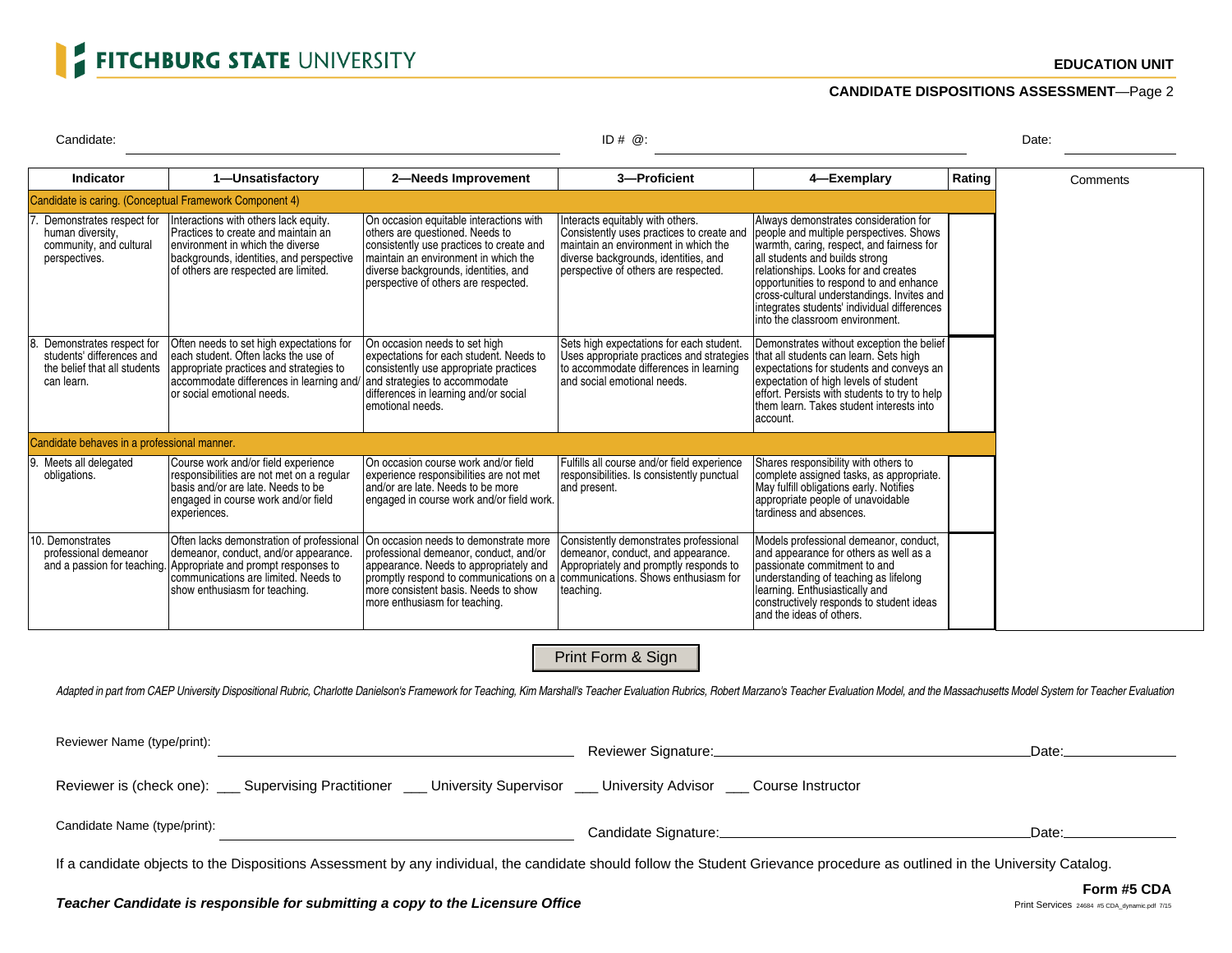**EDUCATION UNIT**

**CANDIDATE DISPOSITIONS ASSESSMENT**—Page 2

Candidate: ______________________ ID # @: ______________________ Date: __________

| Indicator | 1—Unsatisfactory | 2—Needs Improvement | 3—Proficient | 4—Exemplary | Rating | Comments |
|---|---|---|---|---|---|---|
| Candidate is caring. (Conceptual Framework Component 4) | | | | | | |
| 7. Demonstrates respect for human diversity, community, and cultural perspectives. | Interactions with others lack equity. Practices to create and maintain an environment in which the diverse backgrounds, identities, and perspective of others are respected are limited. | On occasion equitable interactions with others are questioned. Needs to consistently use practices to create and maintain an environment in which the diverse backgrounds, identities, and perspective of others are respected. | Interacts equitably with others. Consistently uses practices to create and maintain an environment in which the diverse backgrounds, identities, and perspective of others are respected. | Always demonstrates consideration for people and multiple perspectives. Shows warmth, caring, respect, and fairness for all students and builds strong relationships. Looks for and creates opportunities to respond to and enhance cross-cultural understandings. Invites and integrates students' individual differences into the classroom environment. | | |
| 8. Demonstrates respect for students' differences and the belief that all students can learn. | Often needs to set high expectations for each student. Often lacks the use of appropriate practices and strategies to accommodate differences in learning and/ or social emotional needs. | On occasion needs to set high expectations for each student. Needs to consistently use appropriate practices and strategies to accommodate differences in learning and/or social emotional needs. | Sets high expectations for each student. Uses appropriate practices and strategies to accommodate differences in learning and social emotional needs. | Demonstrates without exception the belief that all students can learn. Sets high expectations for students and conveys an expectation of high levels of student effort. Persists with students to try to help them learn. Takes student interests into account. | | |
| Candidate behaves in a professional manner. | | | | | | |
| 9. Meets all delegated obligations. | Course work and/or field experience responsibilities are not met on a regular basis and/or are late. Needs to be engaged in course work and/or field experiences. | On occasion course work and/or field experience responsibilities are not met and/or are late. Needs to be more engaged in course work and/or field work. | Fulfills all course and/or field experience responsibilities. Is consistently punctual and present. | Shares responsibility with others to complete assigned tasks, as appropriate. May fulfill obligations early. Notifies appropriate people of unavoidable tardiness and absences. | | |
| 10. Demonstrates professional demeanor and a passion for teaching. | Often lacks demonstration of professional demeanor, conduct, and/or appearance. Appropriate and prompt responses to communications are limited. Needs to show enthusiasm for teaching. | On occasion needs to demonstrate more professional demeanor, conduct, and/or appearance. Needs to appropriately and promptly respond to communications on a more consistent basis. Needs to show more enthusiasm for teaching. | Consistently demonstrates professional demeanor, conduct, and appearance. Appropriately and promptly responds to communications. Shows enthusiasm for teaching. | Models professional demeanor, conduct, and appearance for others as well as a passionate commitment to and understanding of teaching as lifelong learning. Enthusiastically and constructively responds to student ideas and the ideas of others. | | |

Print Form & Sign

*Adapted in part from CAEP University Dispositional Rubric, Charlotte Danielson's Framework for Teaching, Kim Marshall's Teacher Evaluation Rubrics, Robert Marzano's Teacher Evaluation Model, and the Massachusetts Model System for Teacher Evaluation*

Reviewer Name (type/print): ______________________ Reviewer Signature: ______________________ Date: __________

Reviewer is (check one): ___ Supervising Practitioner ___ University Supervisor ___ University Advisor ___ Course Instructor

Candidate Name (type/print): ______________________ Candidate Signature: ______________________ Date: __________

If a candidate objects to the Dispositions Assessment by any individual, the candidate should follow the Student Grievance procedure as outlined in the University Catalog.

***Teacher Candidate is responsible for submitting a copy to the Licensure Office***

**Form #5 CDA**

Print Services 24684 #5 CDA_dynamic.pdf 7/15